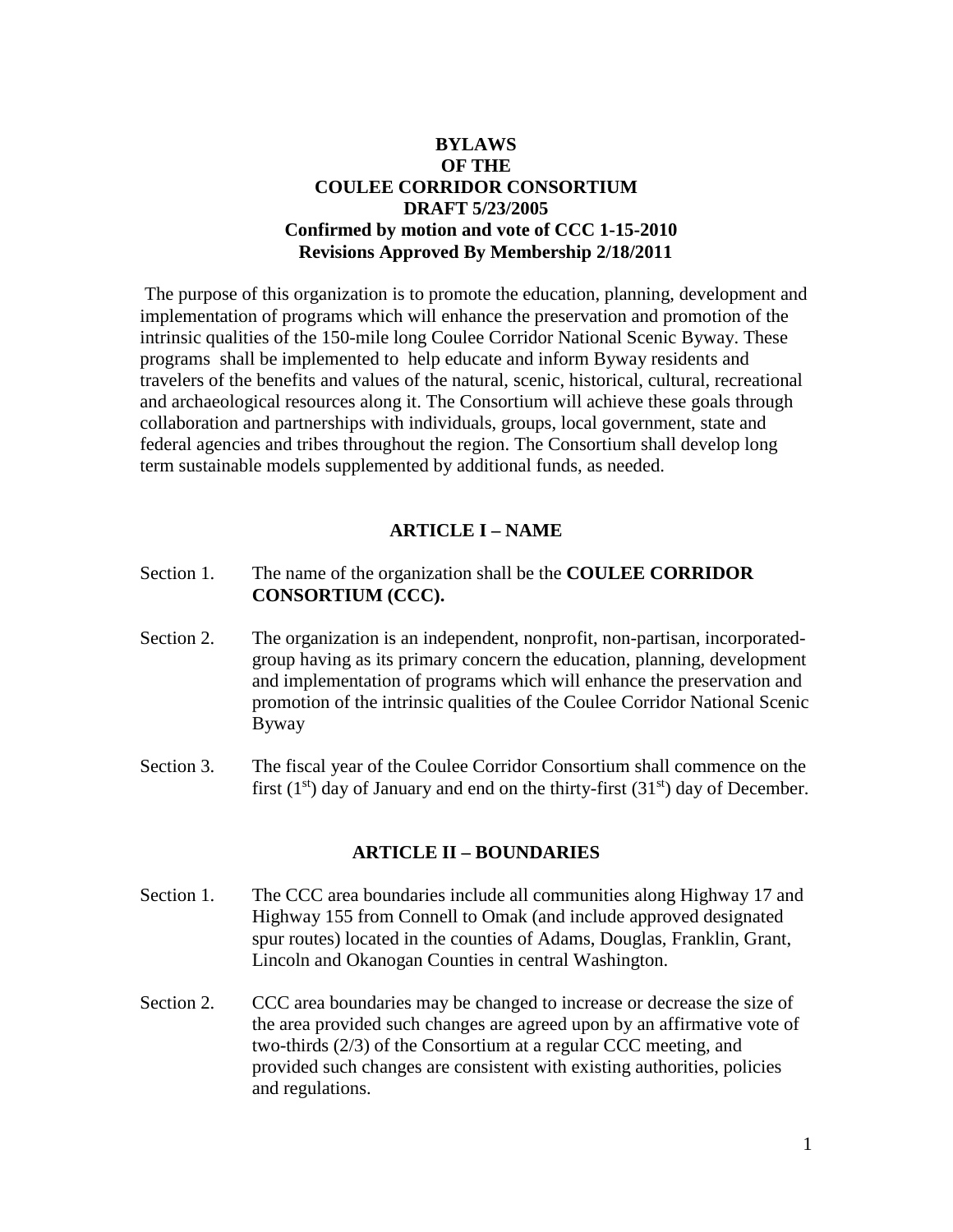# BYLAWS OF THE COULEE CORRIDOR CONSORTIUM

**DRAFT 5/23/2005**
**Confirmed by motion and vote of CCC 1-15-2010**
**Revisions Approved By Membership 2/18/2011**

The purpose of this organization is to promote the education, planning, development and implementation of programs which will enhance the preservation and promotion of the intrinsic qualities of the 150-mile long Coulee Corridor National Scenic Byway. These programs shall be implemented to help educate and inform Byway residents and travelers of the benefits and values of the natural, scenic, historical, cultural, recreational and archaeological resources along it. The Consortium will achieve these goals through collaboration and partnerships with individuals, groups, local government, state and federal agencies and tribes throughout the region. The Consortium shall develop long term sustainable models supplemented by additional funds, as needed.

## ARTICLE I – NAME

Section 1. The name of the organization shall be the **COULEE CORRIDOR CONSORTIUM (CCC).**

Section 2. The organization is an independent, nonprofit, non-partisan, incorporated-group having as its primary concern the education, planning, development and implementation of programs which will enhance the preservation and promotion of the intrinsic qualities of the Coulee Corridor National Scenic Byway

Section 3. The fiscal year of the Coulee Corridor Consortium shall commence on the first (1st) day of January and end on the thirty-first (31st) day of December.

## ARTICLE II – BOUNDARIES

Section 1. The CCC area boundaries include all communities along Highway 17 and Highway 155 from Connell to Omak (and include approved designated spur routes) located in the counties of Adams, Douglas, Franklin, Grant, Lincoln and Okanogan Counties in central Washington.

Section 2. CCC area boundaries may be changed to increase or decrease the size of the area provided such changes are agreed upon by an affirmative vote of two-thirds (2/3) of the Consortium at a regular CCC meeting, and provided such changes are consistent with existing authorities, policies and regulations.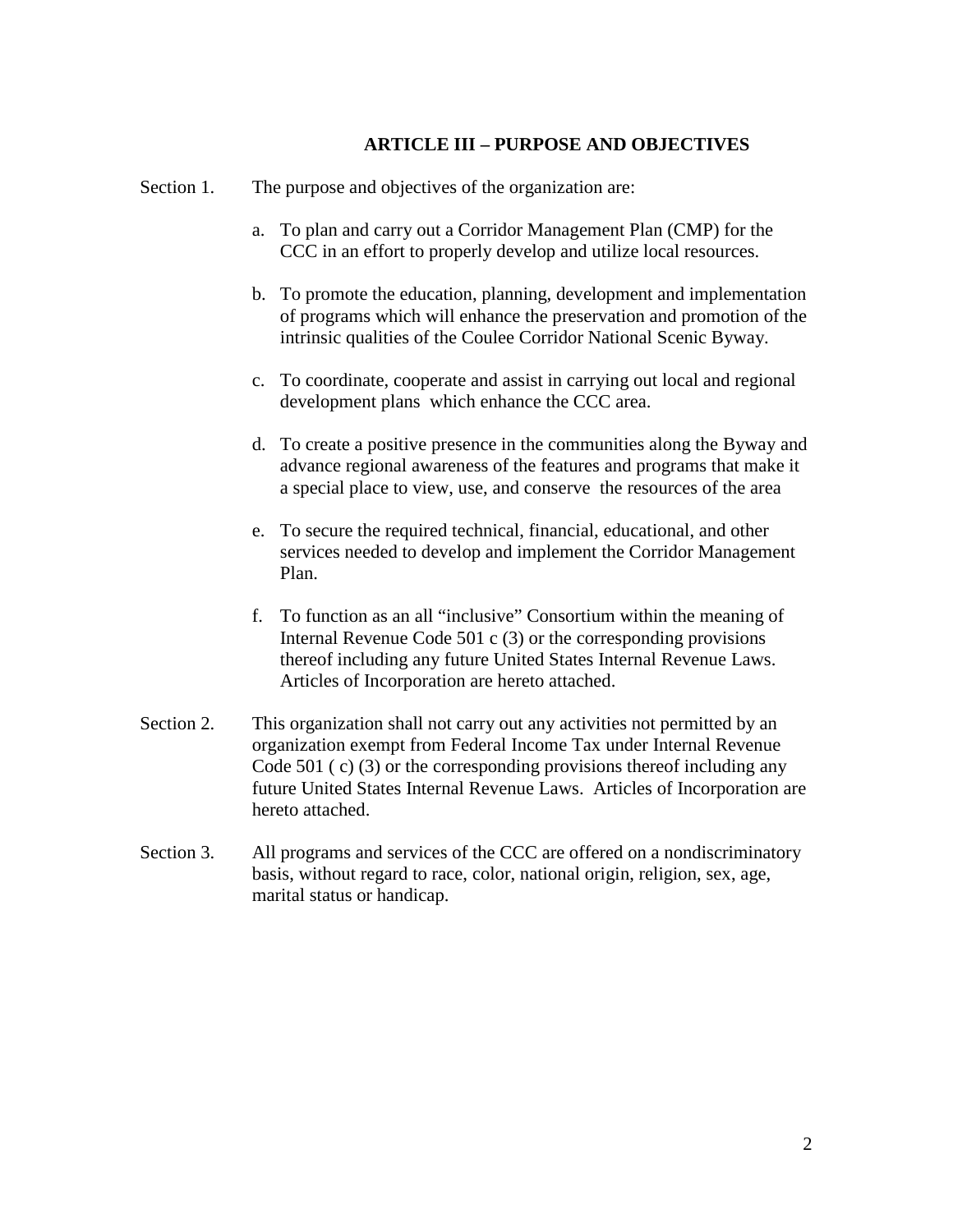## ARTICLE III – PURPOSE AND OBJECTIVES

Section 1. The purpose and objectives of the organization are:

a. To plan and carry out a Corridor Management Plan (CMP) for the CCC in an effort to properly develop and utilize local resources.

b. To promote the education, planning, development and implementation of programs which will enhance the preservation and promotion of the intrinsic qualities of the Coulee Corridor National Scenic Byway.

c. To coordinate, cooperate and assist in carrying out local and regional development plans which enhance the CCC area.

d. To create a positive presence in the communities along the Byway and advance regional awareness of the features and programs that make it a special place to view, use, and conserve the resources of the area

e. To secure the required technical, financial, educational, and other services needed to develop and implement the Corridor Management Plan.

f. To function as an all "inclusive" Consortium within the meaning of Internal Revenue Code 501 c (3) or the corresponding provisions thereof including any future United States Internal Revenue Laws. Articles of Incorporation are hereto attached.

Section 2. This organization shall not carry out any activities not permitted by an organization exempt from Federal Income Tax under Internal Revenue Code 501 ( c) (3) or the corresponding provisions thereof including any future United States Internal Revenue Laws. Articles of Incorporation are hereto attached.

Section 3. All programs and services of the CCC are offered on a nondiscriminatory basis, without regard to race, color, national origin, religion, sex, age, marital status or handicap.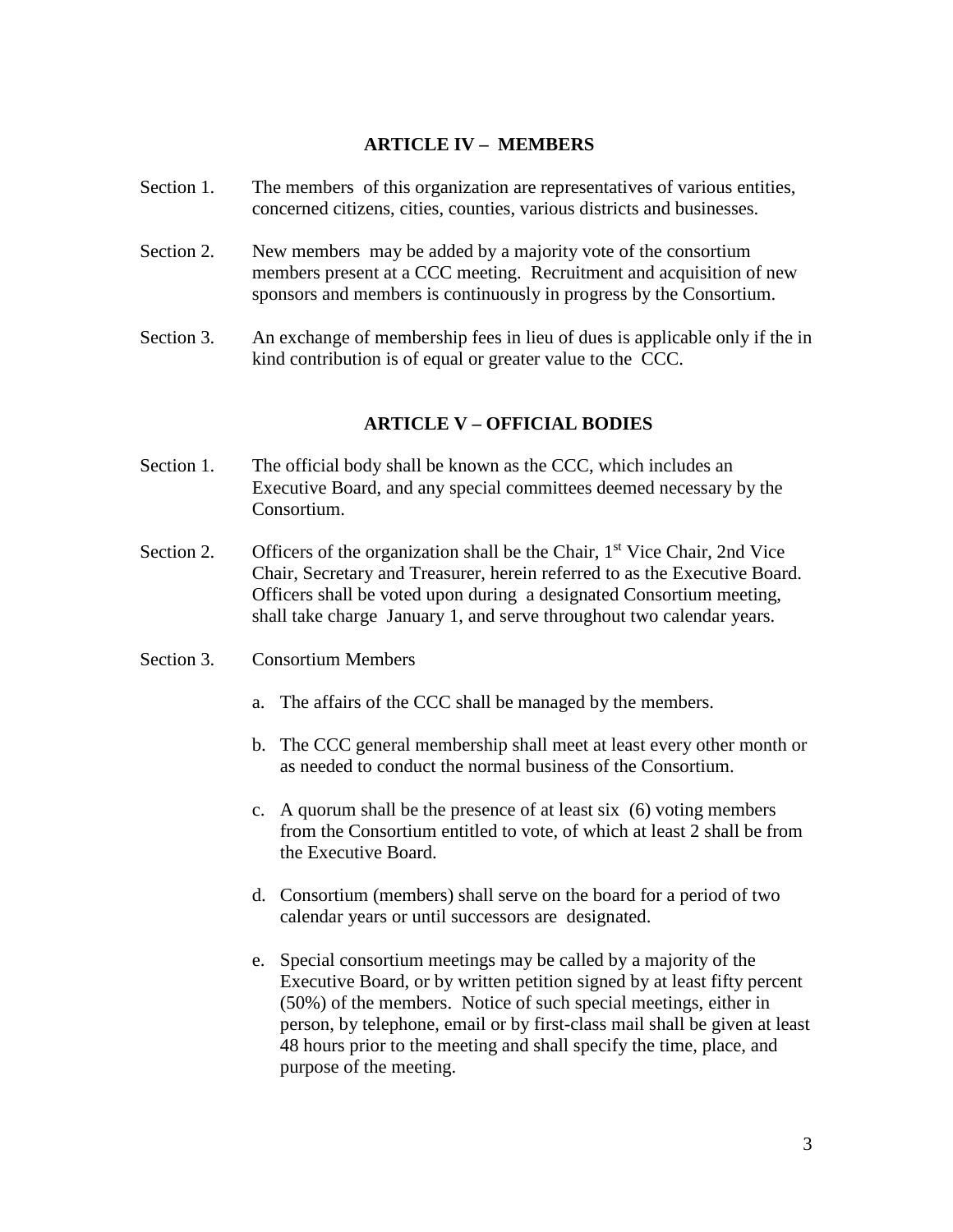## ARTICLE IV – MEMBERS

Section 1. The members of this organization are representatives of various entities, concerned citizens, cities, counties, various districts and businesses.

Section 2. New members may be added by a majority vote of the consortium members present at a CCC meeting. Recruitment and acquisition of new sponsors and members is continuously in progress by the Consortium.

Section 3. An exchange of membership fees in lieu of dues is applicable only if the in kind contribution is of equal or greater value to the CCC.

## ARTICLE V – OFFICIAL BODIES

Section 1. The official body shall be known as the CCC, which includes an Executive Board, and any special committees deemed necessary by the Consortium.

Section 2. Officers of the organization shall be the Chair, 1st Vice Chair, 2nd Vice Chair, Secretary and Treasurer, herein referred to as the Executive Board. Officers shall be voted upon during a designated Consortium meeting, shall take charge January 1, and serve throughout two calendar years.

Section 3. Consortium Members

a. The affairs of the CCC shall be managed by the members.

b. The CCC general membership shall meet at least every other month or as needed to conduct the normal business of the Consortium.

c. A quorum shall be the presence of at least six (6) voting members from the Consortium entitled to vote, of which at least 2 shall be from the Executive Board.

d. Consortium (members) shall serve on the board for a period of two calendar years or until successors are designated.

e. Special consortium meetings may be called by a majority of the Executive Board, or by written petition signed by at least fifty percent (50%) of the members. Notice of such special meetings, either in person, by telephone, email or by first-class mail shall be given at least 48 hours prior to the meeting and shall specify the time, place, and purpose of the meeting.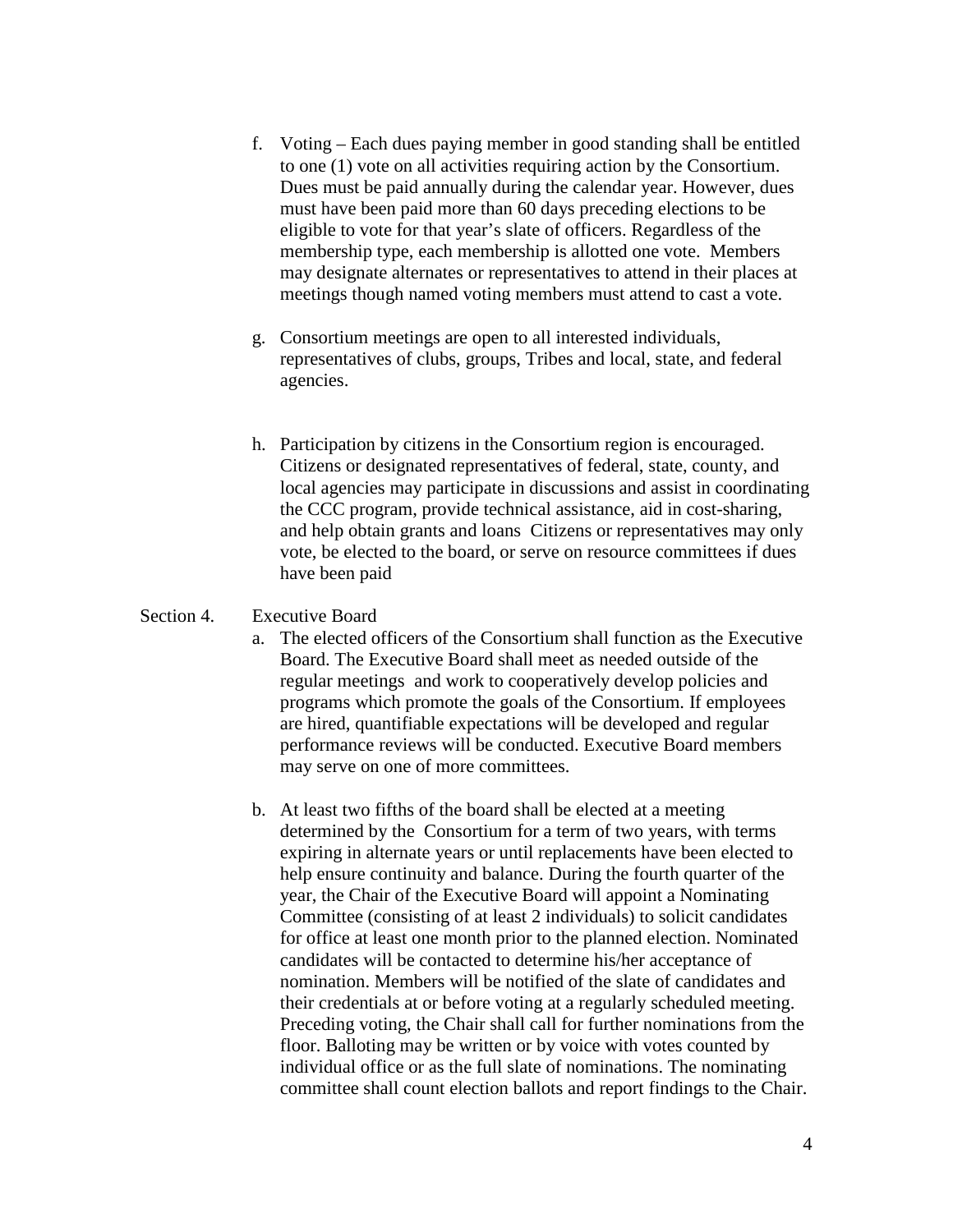f. Voting – Each dues paying member in good standing shall be entitled to one (1) vote on all activities requiring action by the Consortium. Dues must be paid annually during the calendar year. However, dues must have been paid more than 60 days preceding elections to be eligible to vote for that year's slate of officers. Regardless of the membership type, each membership is allotted one vote. Members may designate alternates or representatives to attend in their places at meetings though named voting members must attend to cast a vote.

g. Consortium meetings are open to all interested individuals, representatives of clubs, groups, Tribes and local, state, and federal agencies.

h. Participation by citizens in the Consortium region is encouraged. Citizens or designated representatives of federal, state, county, and local agencies may participate in discussions and assist in coordinating the CCC program, provide technical assistance, aid in cost-sharing, and help obtain grants and loans Citizens or representatives may only vote, be elected to the board, or serve on resource committees if dues have been paid

Section 4. Executive Board

a. The elected officers of the Consortium shall function as the Executive Board. The Executive Board shall meet as needed outside of the regular meetings and work to cooperatively develop policies and programs which promote the goals of the Consortium. If employees are hired, quantifiable expectations will be developed and regular performance reviews will be conducted. Executive Board members may serve on one of more committees.

b. At least two fifths of the board shall be elected at a meeting determined by the Consortium for a term of two years, with terms expiring in alternate years or until replacements have been elected to help ensure continuity and balance. During the fourth quarter of the year, the Chair of the Executive Board will appoint a Nominating Committee (consisting of at least 2 individuals) to solicit candidates for office at least one month prior to the planned election. Nominated candidates will be contacted to determine his/her acceptance of nomination. Members will be notified of the slate of candidates and their credentials at or before voting at a regularly scheduled meeting. Preceding voting, the Chair shall call for further nominations from the floor. Balloting may be written or by voice with votes counted by individual office or as the full slate of nominations. The nominating committee shall count election ballots and report findings to the Chair.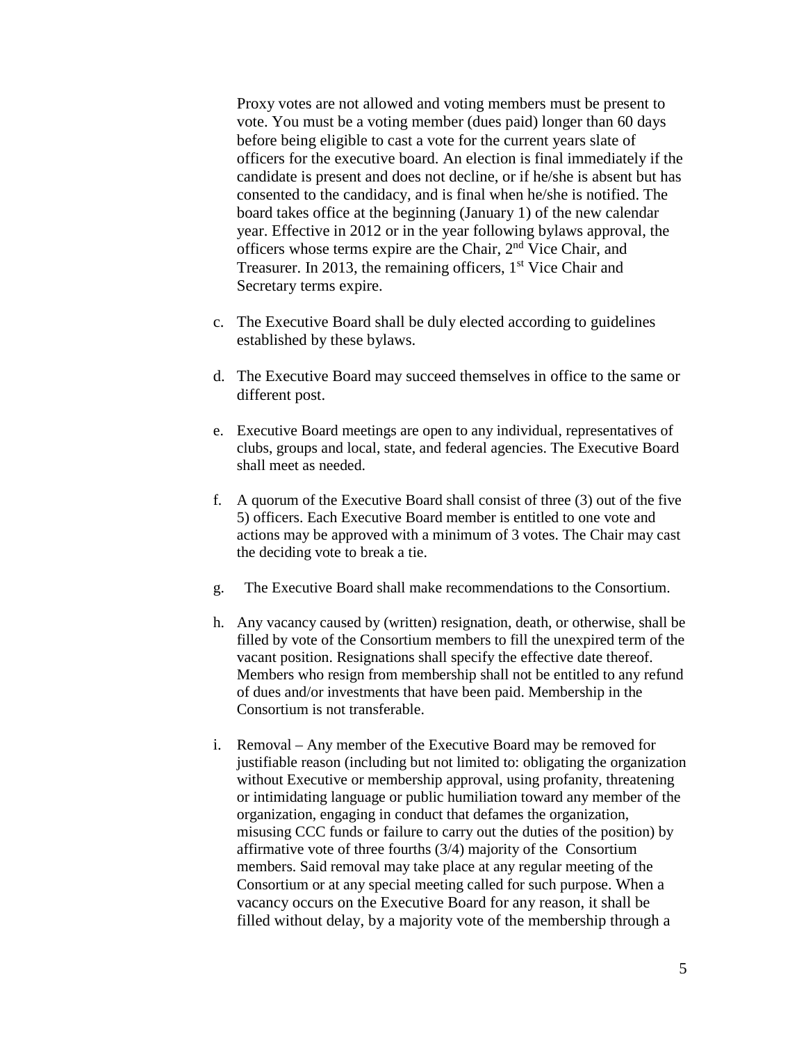Proxy votes are not allowed and voting members must be present to vote. You must be a voting member (dues paid) longer than 60 days before being eligible to cast a vote for the current years slate of officers for the executive board. An election is final immediately if the candidate is present and does not decline, or if he/she is absent but has consented to the candidacy, and is final when he/she is notified. The board takes office at the beginning (January 1) of the new calendar year. Effective in 2012 or in the year following bylaws approval, the officers whose terms expire are the Chair, 2nd Vice Chair, and Treasurer. In 2013, the remaining officers, 1st Vice Chair and Secretary terms expire.

c. The Executive Board shall be duly elected according to guidelines established by these bylaws.

d. The Executive Board may succeed themselves in office to the same or different post.

e. Executive Board meetings are open to any individual, representatives of clubs, groups and local, state, and federal agencies. The Executive Board shall meet as needed.

f. A quorum of the Executive Board shall consist of three (3) out of the five 5) officers. Each Executive Board member is entitled to one vote and actions may be approved with a minimum of 3 votes. The Chair may cast the deciding vote to break a tie.

g. The Executive Board shall make recommendations to the Consortium.

h. Any vacancy caused by (written) resignation, death, or otherwise, shall be filled by vote of the Consortium members to fill the unexpired term of the vacant position. Resignations shall specify the effective date thereof. Members who resign from membership shall not be entitled to any refund of dues and/or investments that have been paid. Membership in the Consortium is not transferable.

i. Removal – Any member of the Executive Board may be removed for justifiable reason (including but not limited to: obligating the organization without Executive or membership approval, using profanity, threatening or intimidating language or public humiliation toward any member of the organization, engaging in conduct that defames the organization, misusing CCC funds or failure to carry out the duties of the position) by affirmative vote of three fourths (3/4) majority of the Consortium members. Said removal may take place at any regular meeting of the Consortium or at any special meeting called for such purpose. When a vacancy occurs on the Executive Board for any reason, it shall be filled without delay, by a majority vote of the membership through a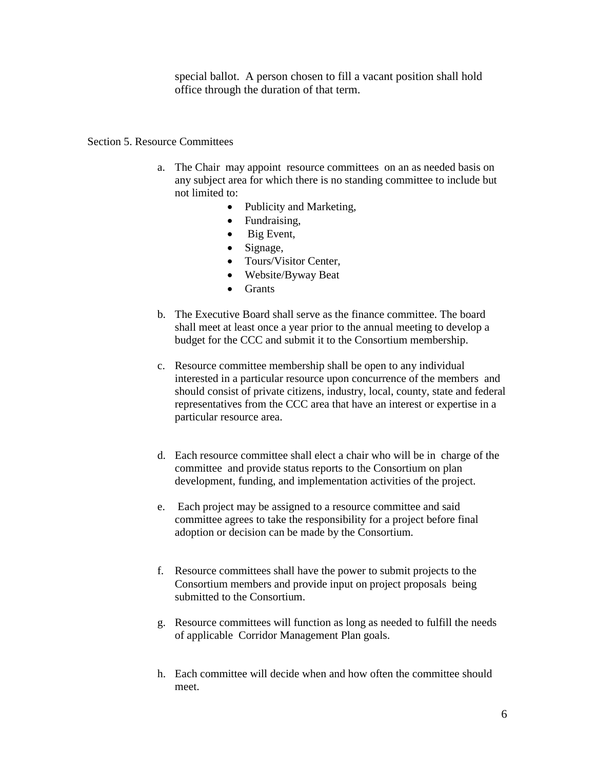special ballot. A person chosen to fill a vacant position shall hold office through the duration of that term.

Section 5. Resource Committees

a. The Chair may appoint resource committees on an as needed basis on any subject area for which there is no standing committee to include but not limited to:
    - Publicity and Marketing,
    - Fundraising,
    - Big Event,
    - Signage,
    - Tours/Visitor Center,
    - Website/Byway Beat
    - Grants

b. The Executive Board shall serve as the finance committee. The board shall meet at least once a year prior to the annual meeting to develop a budget for the CCC and submit it to the Consortium membership.

c. Resource committee membership shall be open to any individual interested in a particular resource upon concurrence of the members and should consist of private citizens, industry, local, county, state and federal representatives from the CCC area that have an interest or expertise in a particular resource area.

d. Each resource committee shall elect a chair who will be in charge of the committee and provide status reports to the Consortium on plan development, funding, and implementation activities of the project.

e. Each project may be assigned to a resource committee and said committee agrees to take the responsibility for a project before final adoption or decision can be made by the Consortium.

f. Resource committees shall have the power to submit projects to the Consortium members and provide input on project proposals being submitted to the Consortium.

g. Resource committees will function as long as needed to fulfill the needs of applicable Corridor Management Plan goals.

h. Each committee will decide when and how often the committee should meet.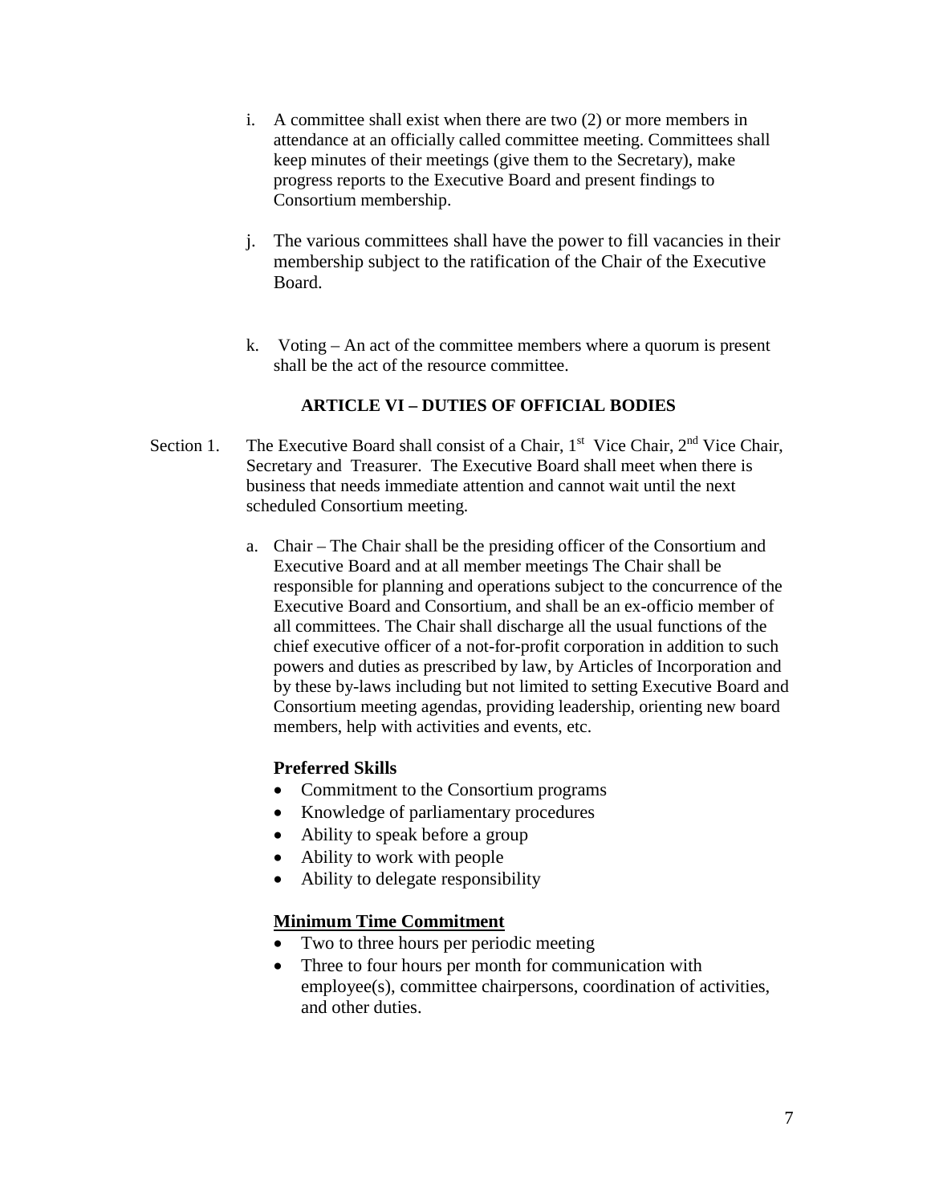i. A committee shall exist when there are two (2) or more members in attendance at an officially called committee meeting. Committees shall keep minutes of their meetings (give them to the Secretary), make progress reports to the Executive Board and present findings to Consortium membership.

j. The various committees shall have the power to fill vacancies in their membership subject to the ratification of the Chair of the Executive Board.

k. Voting – An act of the committee members where a quorum is present shall be the act of the resource committee.

## ARTICLE VI – DUTIES OF OFFICIAL BODIES

Section 1. The Executive Board shall consist of a Chair, 1st Vice Chair, 2nd Vice Chair, Secretary and Treasurer. The Executive Board shall meet when there is business that needs immediate attention and cannot wait until the next scheduled Consortium meeting.

a. Chair – The Chair shall be the presiding officer of the Consortium and Executive Board and at all member meetings The Chair shall be responsible for planning and operations subject to the concurrence of the Executive Board and Consortium, and shall be an ex-officio member of all committees. The Chair shall discharge all the usual functions of the chief executive officer of a not-for-profit corporation in addition to such powers and duties as prescribed by law, by Articles of Incorporation and by these by-laws including but not limited to setting Executive Board and Consortium meeting agendas, providing leadership, orienting new board members, help with activities and events, etc.

**Preferred Skills**

- Commitment to the Consortium programs
- Knowledge of parliamentary procedures
- Ability to speak before a group
- Ability to work with people
- Ability to delegate responsibility

**<u>Minimum Time Commitment</u>**

- Two to three hours per periodic meeting
- Three to four hours per month for communication with employee(s), committee chairpersons, coordination of activities, and other duties.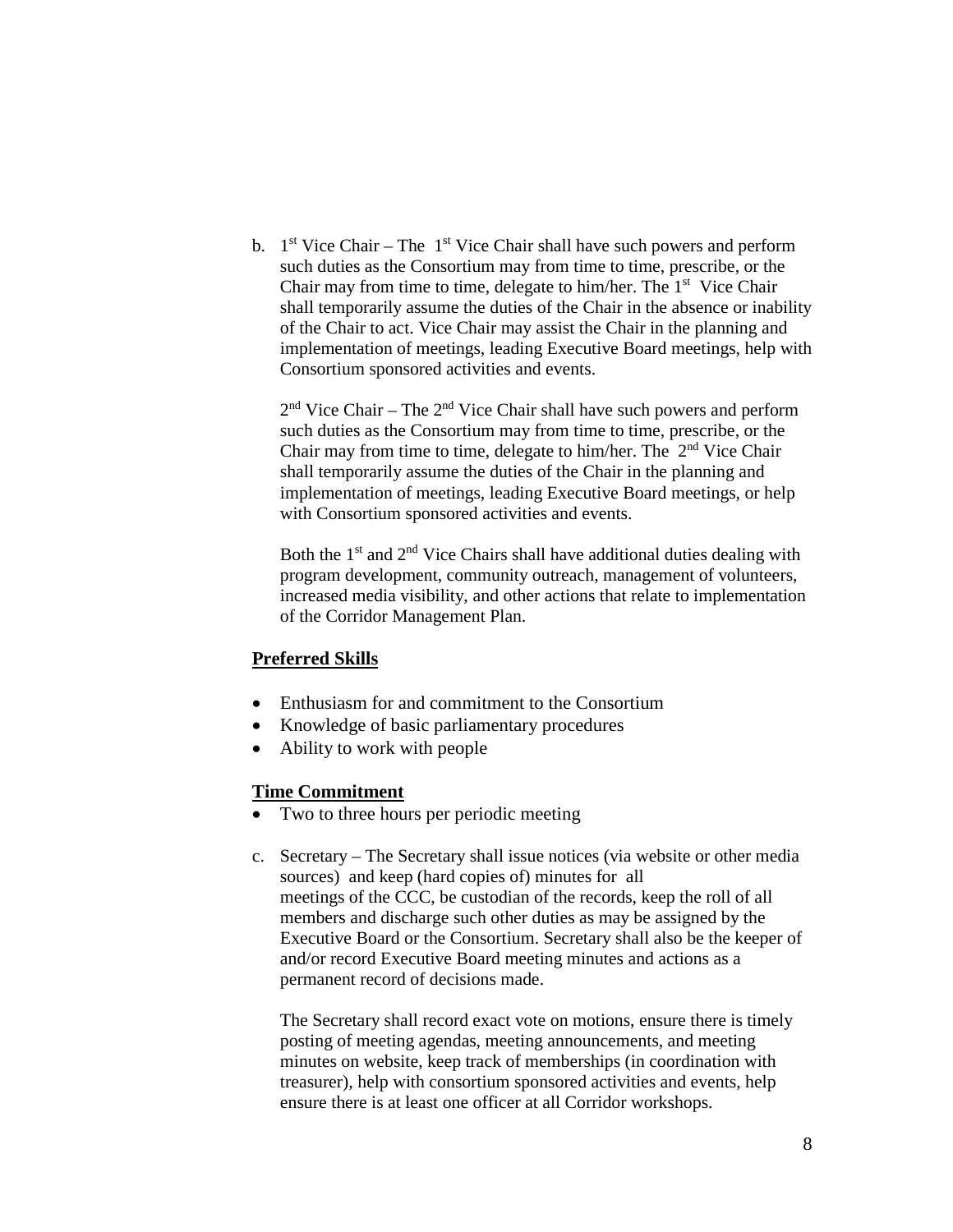b. 1st Vice Chair – The 1st Vice Chair shall have such powers and perform such duties as the Consortium may from time to time, prescribe, or the Chair may from time to time, delegate to him/her. The 1st Vice Chair shall temporarily assume the duties of the Chair in the absence or inability of the Chair to act. Vice Chair may assist the Chair in the planning and implementation of meetings, leading Executive Board meetings, help with Consortium sponsored activities and events.

   2nd Vice Chair – The 2nd Vice Chair shall have such powers and perform such duties as the Consortium may from time to time, prescribe, or the Chair may from time to time, delegate to him/her. The 2nd Vice Chair shall temporarily assume the duties of the Chair in the planning and implementation of meetings, leading Executive Board meetings, or help with Consortium sponsored activities and events.

   Both the 1st and 2nd Vice Chairs shall have additional duties dealing with program development, community outreach, management of volunteers, increased media visibility, and other actions that relate to implementation of the Corridor Management Plan.

**Preferred Skills**

- Enthusiasm for and commitment to the Consortium
- Knowledge of basic parliamentary procedures
- Ability to work with people

**Time Commitment**

- Two to three hours per periodic meeting

c. Secretary – The Secretary shall issue notices (via website or other media sources) and keep (hard copies of) minutes for all meetings of the CCC, be custodian of the records, keep the roll of all members and discharge such other duties as may be assigned by the Executive Board or the Consortium. Secretary shall also be the keeper of and/or record Executive Board meeting minutes and actions as a permanent record of decisions made.

   The Secretary shall record exact vote on motions, ensure there is timely posting of meeting agendas, meeting announcements, and meeting minutes on website, keep track of memberships (in coordination with treasurer), help with consortium sponsored activities and events, help ensure there is at least one officer at all Corridor workshops.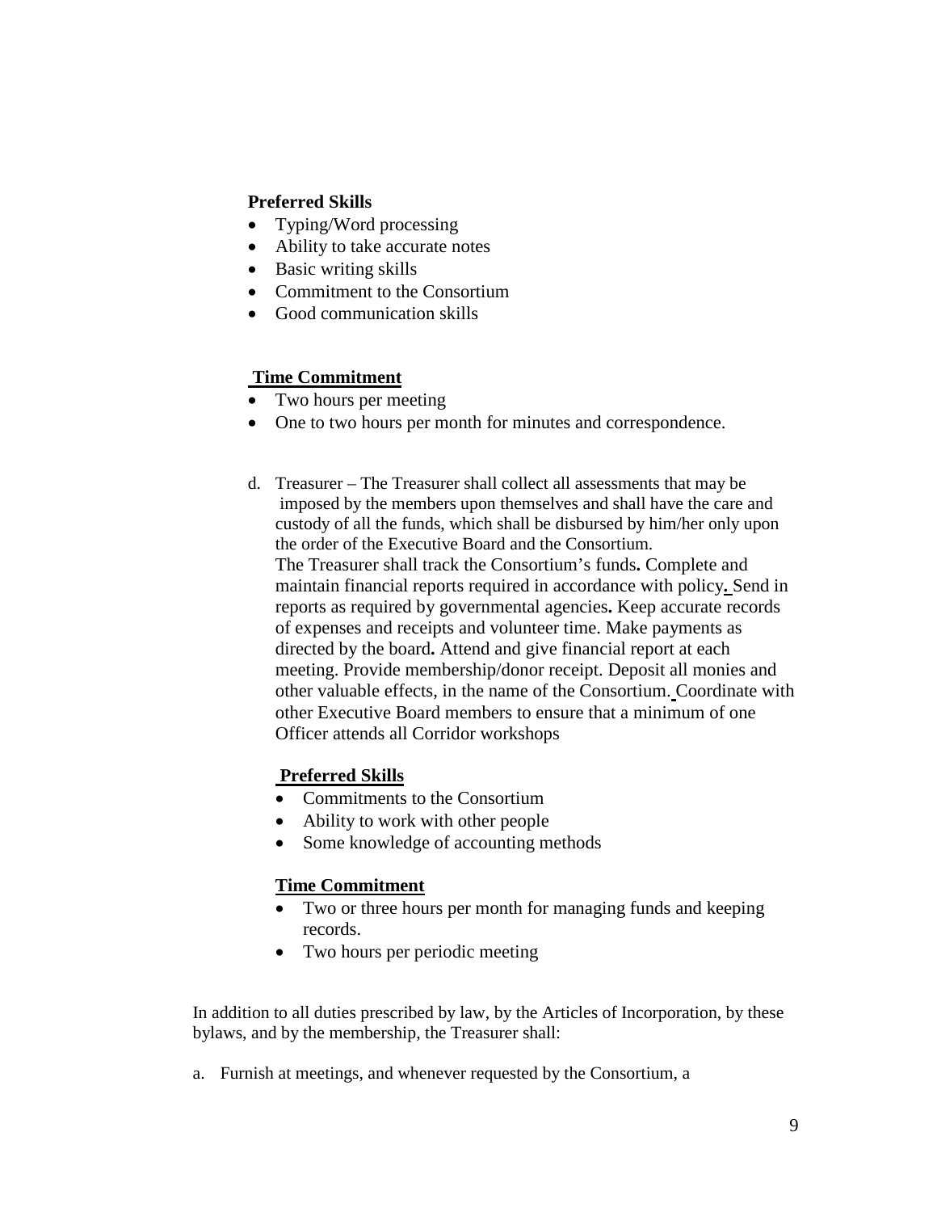**Preferred Skills**

- Typing/Word processing
- Ability to take accurate notes
- Basic writing skills
- Commitment to the Consortium
- Good communication skills

**Time Commitment**

- Two hours per meeting
- One to two hours per month for minutes and correspondence.

d. Treasurer – The Treasurer shall collect all assessments that may be imposed by the members upon themselves and shall have the care and custody of all the funds, which shall be disbursed by him/her only upon the order of the Executive Board and the Consortium.
The Treasurer shall track the Consortium's funds**.** Complete and maintain financial reports required in accordance with policy**.** Send in reports as required by governmental agencies**.** Keep accurate records of expenses and receipts and volunteer time. Make payments as directed by the board**.** Attend and give financial report at each meeting. Provide membership/donor receipt. Deposit all monies and other valuable effects, in the name of the Consortium. Coordinate with other Executive Board members to ensure that a minimum of one Officer attends all Corridor workshops

**Preferred Skills**

- Commitments to the Consortium
- Ability to work with other people
- Some knowledge of accounting methods

**Time Commitment**

- Two or three hours per month for managing funds and keeping records.
- Two hours per periodic meeting

In addition to all duties prescribed by law, by the Articles of Incorporation, by these bylaws, and by the membership, the Treasurer shall:

a. Furnish at meetings, and whenever requested by the Consortium, a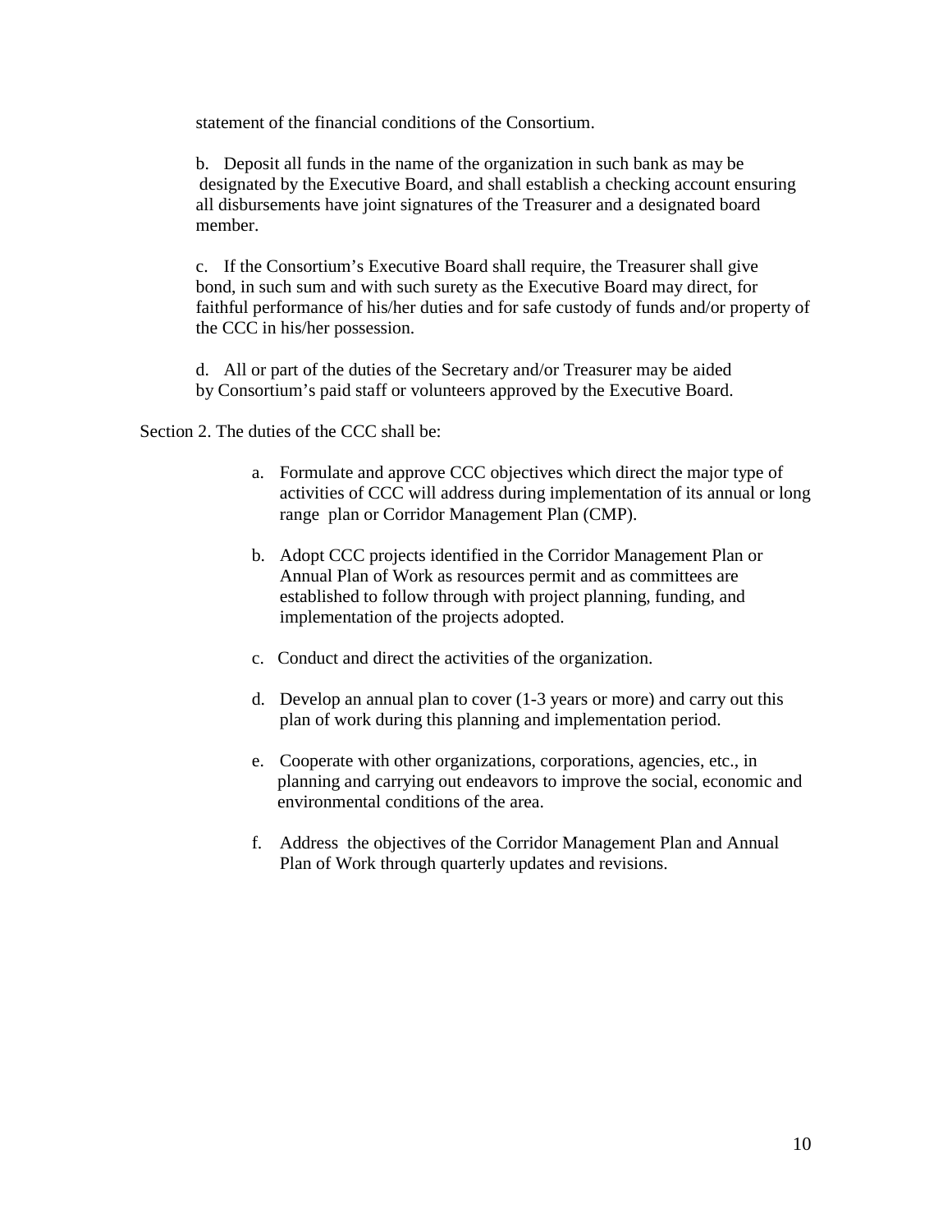statement of the financial conditions of the Consortium.

b. Deposit all funds in the name of the organization in such bank as may be designated by the Executive Board, and shall establish a checking account ensuring all disbursements have joint signatures of the Treasurer and a designated board member.

c. If the Consortium's Executive Board shall require, the Treasurer shall give bond, in such sum and with such surety as the Executive Board may direct, for faithful performance of his/her duties and for safe custody of funds and/or property of the CCC in his/her possession.

d. All or part of the duties of the Secretary and/or Treasurer may be aided by Consortium's paid staff or volunteers approved by the Executive Board.

Section 2. The duties of the CCC shall be:

a. Formulate and approve CCC objectives which direct the major type of activities of CCC will address during implementation of its annual or long range plan or Corridor Management Plan (CMP).

b. Adopt CCC projects identified in the Corridor Management Plan or Annual Plan of Work as resources permit and as committees are established to follow through with project planning, funding, and implementation of the projects adopted.

c. Conduct and direct the activities of the organization.

d. Develop an annual plan to cover (1-3 years or more) and carry out this plan of work during this planning and implementation period.

e. Cooperate with other organizations, corporations, agencies, etc., in planning and carrying out endeavors to improve the social, economic and environmental conditions of the area.

f. Address the objectives of the Corridor Management Plan and Annual Plan of Work through quarterly updates and revisions.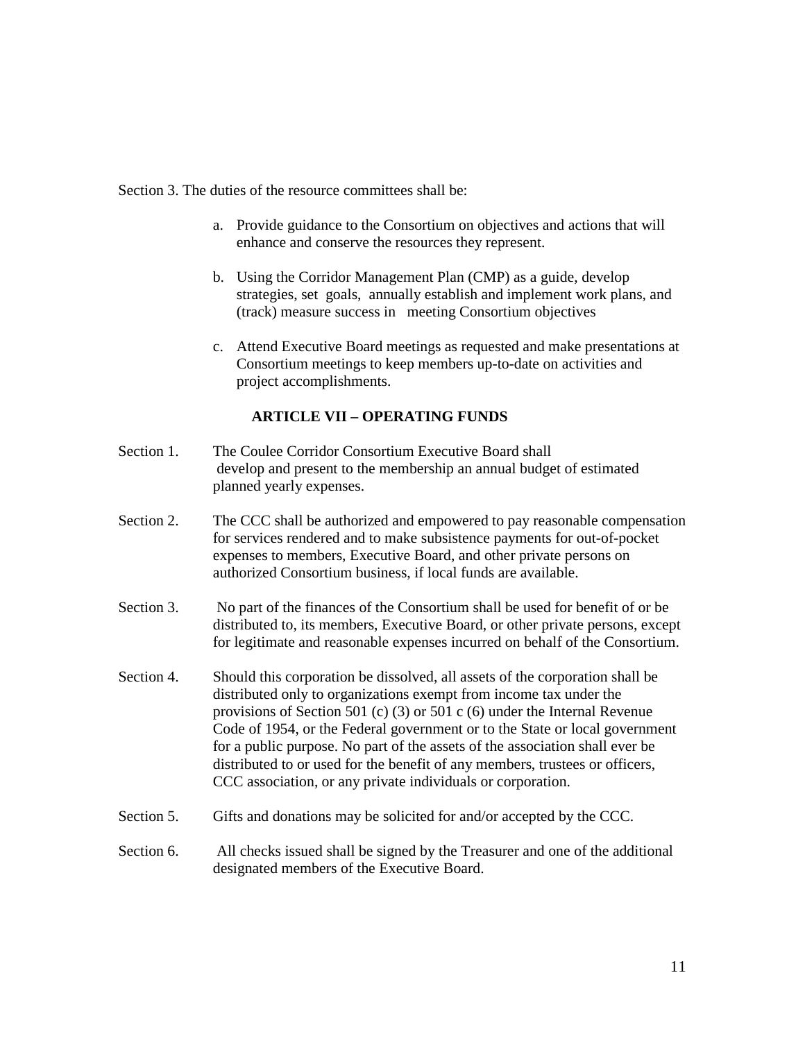Section 3. The duties of the resource committees shall be:

a. Provide guidance to the Consortium on objectives and actions that will enhance and conserve the resources they represent.

b. Using the Corridor Management Plan (CMP) as a guide, develop strategies, set goals, annually establish and implement work plans, and (track) measure success in meeting Consortium objectives

c. Attend Executive Board meetings as requested and make presentations at Consortium meetings to keep members up-to-date on activities and project accomplishments.

## ARTICLE VII – OPERATING FUNDS

Section 1. The Coulee Corridor Consortium Executive Board shall develop and present to the membership an annual budget of estimated planned yearly expenses.

Section 2. The CCC shall be authorized and empowered to pay reasonable compensation for services rendered and to make subsistence payments for out-of-pocket expenses to members, Executive Board, and other private persons on authorized Consortium business, if local funds are available.

Section 3. No part of the finances of the Consortium shall be used for benefit of or be distributed to, its members, Executive Board, or other private persons, except for legitimate and reasonable expenses incurred on behalf of the Consortium.

Section 4. Should this corporation be dissolved, all assets of the corporation shall be distributed only to organizations exempt from income tax under the provisions of Section 501 (c) (3) or 501 c (6) under the Internal Revenue Code of 1954, or the Federal government or to the State or local government for a public purpose. No part of the assets of the association shall ever be distributed to or used for the benefit of any members, trustees or officers, CCC association, or any private individuals or corporation.

Section 5. Gifts and donations may be solicited for and/or accepted by the CCC.

Section 6. All checks issued shall be signed by the Treasurer and one of the additional designated members of the Executive Board.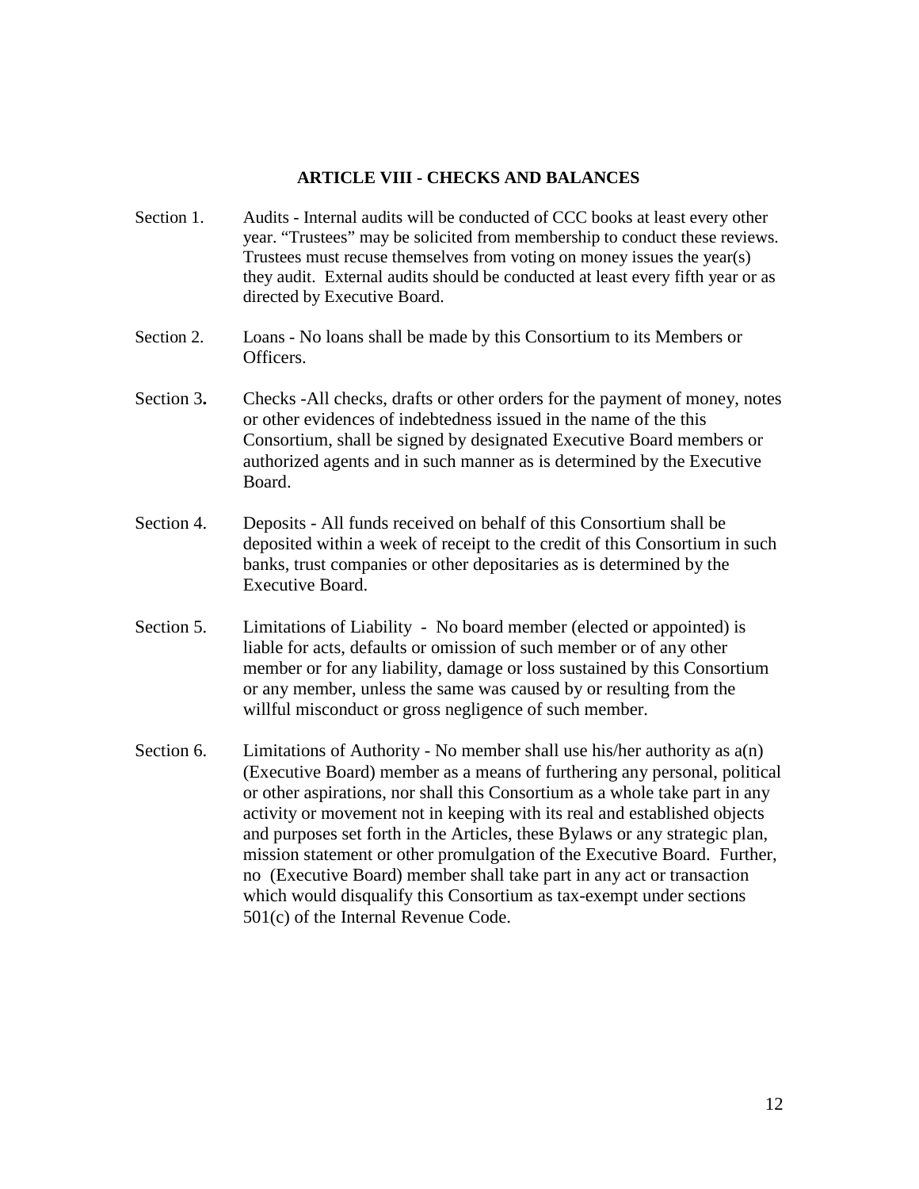## ARTICLE VIII - CHECKS AND BALANCES

Section 1. Audits - Internal audits will be conducted of CCC books at least every other year. “Trustees” may be solicited from membership to conduct these reviews. Trustees must recuse themselves from voting on money issues the year(s) they audit. External audits should be conducted at least every fifth year or as directed by Executive Board.

Section 2. Loans - No loans shall be made by this Consortium to its Members or Officers.

Section 3**.** Checks -All checks, drafts or other orders for the payment of money, notes or other evidences of indebtedness issued in the name of the this Consortium, shall be signed by designated Executive Board members or authorized agents and in such manner as is determined by the Executive Board.

Section 4. Deposits - All funds received on behalf of this Consortium shall be deposited within a week of receipt to the credit of this Consortium in such banks, trust companies or other depositaries as is determined by the Executive Board.

Section 5. Limitations of Liability - No board member (elected or appointed) is liable for acts, defaults or omission of such member or of any other member or for any liability, damage or loss sustained by this Consortium or any member, unless the same was caused by or resulting from the willful misconduct or gross negligence of such member.

Section 6. Limitations of Authority - No member shall use his/her authority as a(n) (Executive Board) member as a means of furthering any personal, political or other aspirations, nor shall this Consortium as a whole take part in any activity or movement not in keeping with its real and established objects and purposes set forth in the Articles, these Bylaws or any strategic plan, mission statement or other promulgation of the Executive Board. Further, no (Executive Board) member shall take part in any act or transaction which would disqualify this Consortium as tax-exempt under sections 501(c) of the Internal Revenue Code.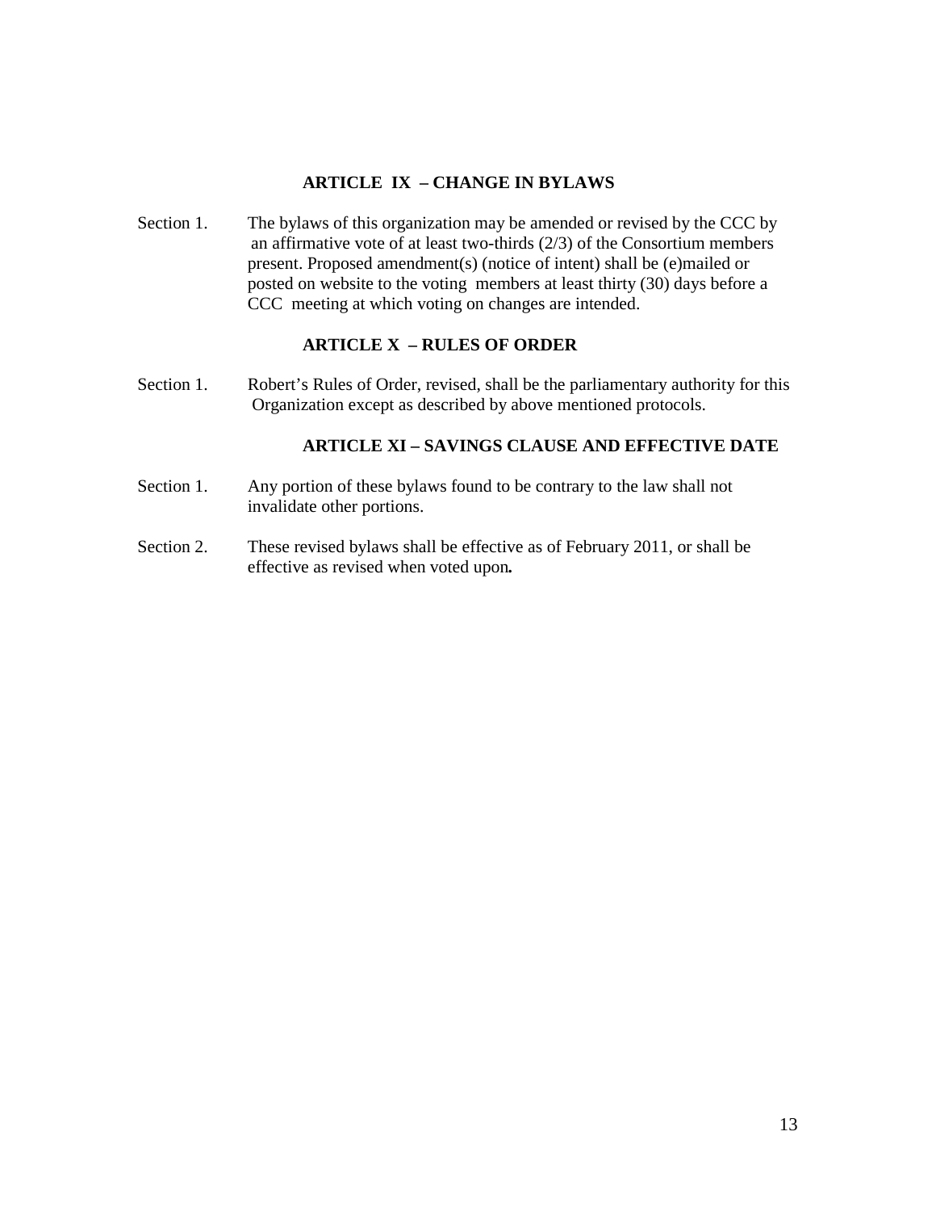## ARTICLE IX – CHANGE IN BYLAWS

Section 1. The bylaws of this organization may be amended or revised by the CCC by an affirmative vote of at least two-thirds (2/3) of the Consortium members present. Proposed amendment(s) (notice of intent) shall be (e)mailed or posted on website to the voting members at least thirty (30) days before a CCC meeting at which voting on changes are intended.

## ARTICLE X – RULES OF ORDER

Section 1. Robert's Rules of Order, revised, shall be the parliamentary authority for this Organization except as described by above mentioned protocols.

## ARTICLE XI – SAVINGS CLAUSE AND EFFECTIVE DATE

Section 1. Any portion of these bylaws found to be contrary to the law shall not invalidate other portions.

Section 2. These revised bylaws shall be effective as of February 2011, or shall be effective as revised when voted upon**.**